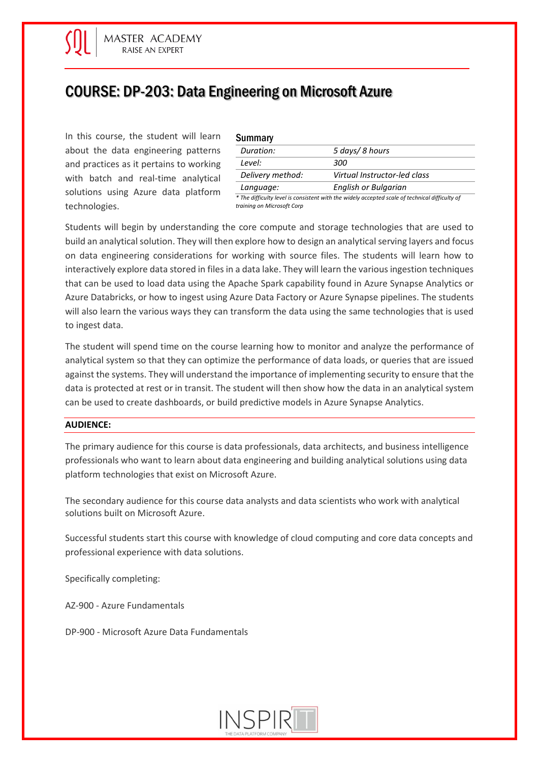# COURSE: DP-203: Data Engineering on Microsoft Azure

In this course, the student will learn about the data engineering patterns and practices as it pertains to working with batch and real-time analytical solutions using Azure data platform technologies.

## Summary

| | |
|---|---|
| *Duration:* | *5 days/ 8 hours* |
| *Level:* | *300* |
| *Delivery method:* | *Virtual Instructor-led class* |
| *Language:* | *English or Bulgarian* |

*\* The difficulty level is consistent with the widely accepted scale of technical difficulty of training on Microsoft Corp*

Students will begin by understanding the core compute and storage technologies that are used to build an analytical solution. They will then explore how to design an analytical serving layers and focus on data engineering considerations for working with source files. The students will learn how to interactively explore data stored in files in a data lake. They will learn the various ingestion techniques that can be used to load data using the Apache Spark capability found in Azure Synapse Analytics or Azure Databricks, or how to ingest using Azure Data Factory or Azure Synapse pipelines. The students will also learn the various ways they can transform the data using the same technologies that is used to ingest data.

The student will spend time on the course learning how to monitor and analyze the performance of analytical system so that they can optimize the performance of data loads, or queries that are issued against the systems. They will understand the importance of implementing security to ensure that the data is protected at rest or in transit. The student will then show how the data in an analytical system can be used to create dashboards, or build predictive models in Azure Synapse Analytics.

**AUDIENCE:**

The primary audience for this course is data professionals, data architects, and business intelligence professionals who want to learn about data engineering and building analytical solutions using data platform technologies that exist on Microsoft Azure.

The secondary audience for this course data analysts and data scientists who work with analytical solutions built on Microsoft Azure.

Successful students start this course with knowledge of cloud computing and core data concepts and professional experience with data solutions.

Specifically completing:

AZ-900 - Azure Fundamentals

DP-900 - Microsoft Azure Data Fundamentals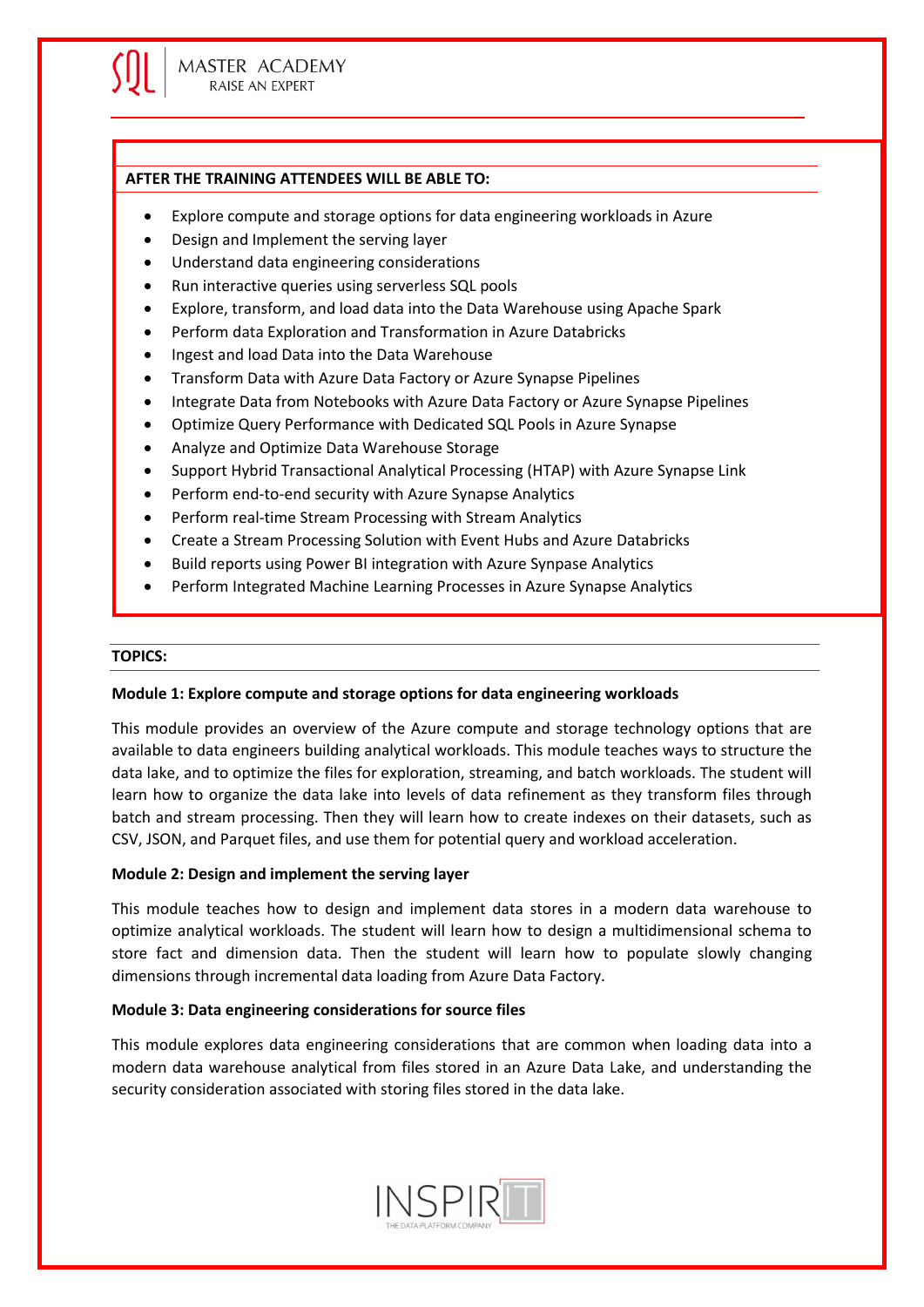**AFTER THE TRAINING ATTENDEES WILL BE ABLE TO:**

- Explore compute and storage options for data engineering workloads in Azure
- Design and Implement the serving layer
- Understand data engineering considerations
- Run interactive queries using serverless SQL pools
- Explore, transform, and load data into the Data Warehouse using Apache Spark
- Perform data Exploration and Transformation in Azure Databricks
- Ingest and load Data into the Data Warehouse
- Transform Data with Azure Data Factory or Azure Synapse Pipelines
- Integrate Data from Notebooks with Azure Data Factory or Azure Synapse Pipelines
- Optimize Query Performance with Dedicated SQL Pools in Azure Synapse
- Analyze and Optimize Data Warehouse Storage
- Support Hybrid Transactional Analytical Processing (HTAP) with Azure Synapse Link
- Perform end-to-end security with Azure Synapse Analytics
- Perform real-time Stream Processing with Stream Analytics
- Create a Stream Processing Solution with Event Hubs and Azure Databricks
- Build reports using Power BI integration with Azure Synpase Analytics
- Perform Integrated Machine Learning Processes in Azure Synapse Analytics

**TOPICS:**

**Module 1: Explore compute and storage options for data engineering workloads**

This module provides an overview of the Azure compute and storage technology options that are available to data engineers building analytical workloads. This module teaches ways to structure the data lake, and to optimize the files for exploration, streaming, and batch workloads. The student will learn how to organize the data lake into levels of data refinement as they transform files through batch and stream processing. Then they will learn how to create indexes on their datasets, such as CSV, JSON, and Parquet files, and use them for potential query and workload acceleration.

**Module 2: Design and implement the serving layer**

This module teaches how to design and implement data stores in a modern data warehouse to optimize analytical workloads. The student will learn how to design a multidimensional schema to store fact and dimension data. Then the student will learn how to populate slowly changing dimensions through incremental data loading from Azure Data Factory.

**Module 3: Data engineering considerations for source files**

This module explores data engineering considerations that are common when loading data into a modern data warehouse analytical from files stored in an Azure Data Lake, and understanding the security consideration associated with storing files stored in the data lake.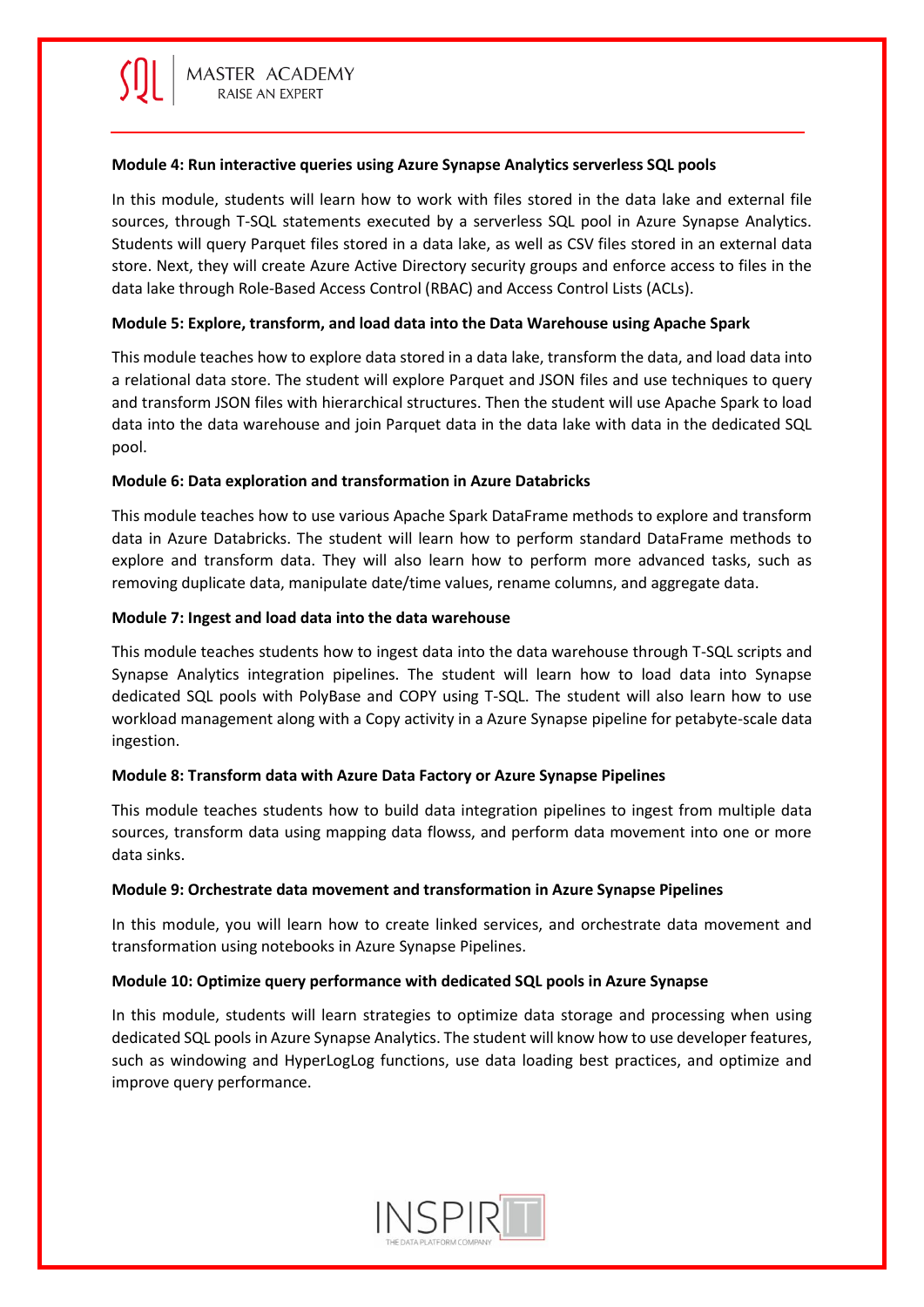**Module 4: Run interactive queries using Azure Synapse Analytics serverless SQL pools**

In this module, students will learn how to work with files stored in the data lake and external file sources, through T-SQL statements executed by a serverless SQL pool in Azure Synapse Analytics. Students will query Parquet files stored in a data lake, as well as CSV files stored in an external data store. Next, they will create Azure Active Directory security groups and enforce access to files in the data lake through Role-Based Access Control (RBAC) and Access Control Lists (ACLs).

**Module 5: Explore, transform, and load data into the Data Warehouse using Apache Spark**

This module teaches how to explore data stored in a data lake, transform the data, and load data into a relational data store. The student will explore Parquet and JSON files and use techniques to query and transform JSON files with hierarchical structures. Then the student will use Apache Spark to load data into the data warehouse and join Parquet data in the data lake with data in the dedicated SQL pool.

**Module 6: Data exploration and transformation in Azure Databricks**

This module teaches how to use various Apache Spark DataFrame methods to explore and transform data in Azure Databricks. The student will learn how to perform standard DataFrame methods to explore and transform data. They will also learn how to perform more advanced tasks, such as removing duplicate data, manipulate date/time values, rename columns, and aggregate data.

**Module 7: Ingest and load data into the data warehouse**

This module teaches students how to ingest data into the data warehouse through T-SQL scripts and Synapse Analytics integration pipelines. The student will learn how to load data into Synapse dedicated SQL pools with PolyBase and COPY using T-SQL. The student will also learn how to use workload management along with a Copy activity in a Azure Synapse pipeline for petabyte-scale data ingestion.

**Module 8: Transform data with Azure Data Factory or Azure Synapse Pipelines**

This module teaches students how to build data integration pipelines to ingest from multiple data sources, transform data using mapping data flowss, and perform data movement into one or more data sinks.

**Module 9: Orchestrate data movement and transformation in Azure Synapse Pipelines**

In this module, you will learn how to create linked services, and orchestrate data movement and transformation using notebooks in Azure Synapse Pipelines.

**Module 10: Optimize query performance with dedicated SQL pools in Azure Synapse**

In this module, students will learn strategies to optimize data storage and processing when using dedicated SQL pools in Azure Synapse Analytics. The student will know how to use developer features, such as windowing and HyperLogLog functions, use data loading best practices, and optimize and improve query performance.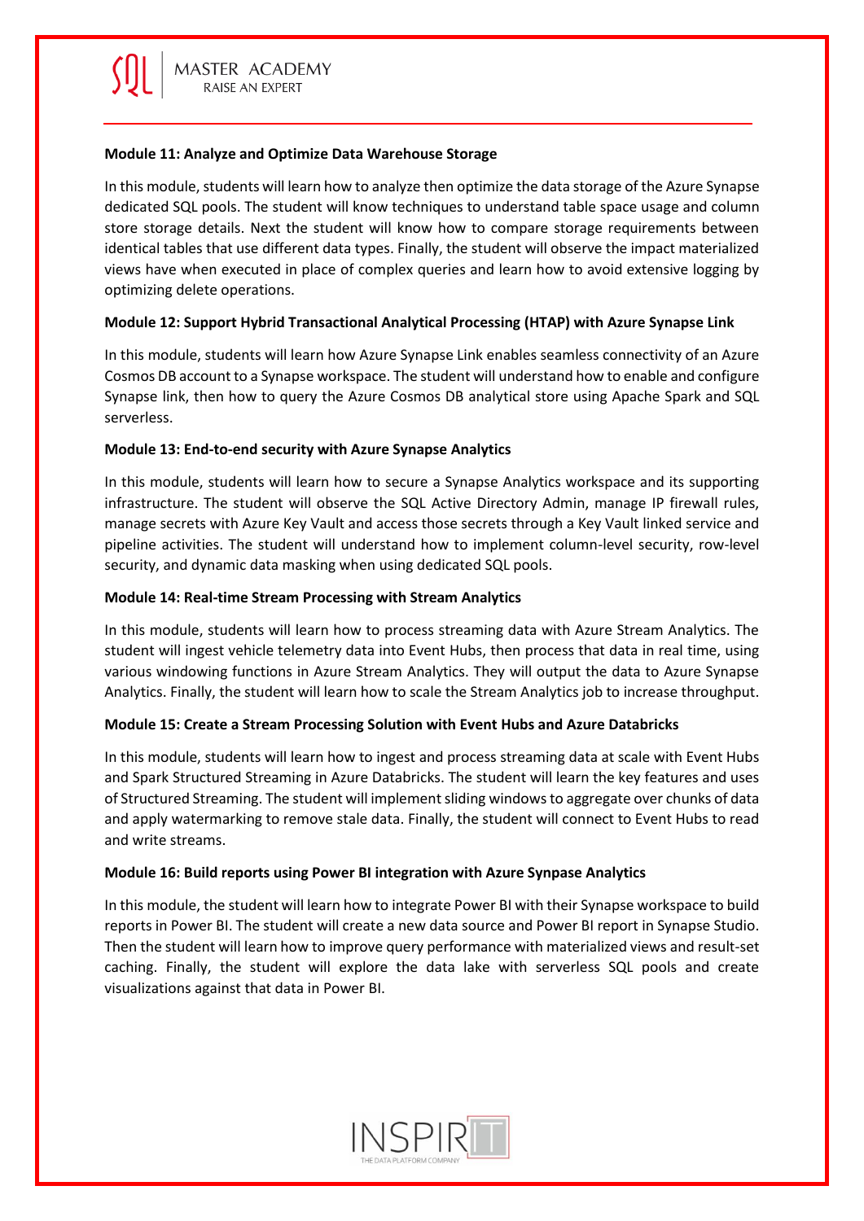**Module 11: Analyze and Optimize Data Warehouse Storage**

In this module, students will learn how to analyze then optimize the data storage of the Azure Synapse dedicated SQL pools. The student will know techniques to understand table space usage and column store storage details. Next the student will know how to compare storage requirements between identical tables that use different data types. Finally, the student will observe the impact materialized views have when executed in place of complex queries and learn how to avoid extensive logging by optimizing delete operations.

**Module 12: Support Hybrid Transactional Analytical Processing (HTAP) with Azure Synapse Link**

In this module, students will learn how Azure Synapse Link enables seamless connectivity of an Azure Cosmos DB account to a Synapse workspace. The student will understand how to enable and configure Synapse link, then how to query the Azure Cosmos DB analytical store using Apache Spark and SQL serverless.

**Module 13: End-to-end security with Azure Synapse Analytics**

In this module, students will learn how to secure a Synapse Analytics workspace and its supporting infrastructure. The student will observe the SQL Active Directory Admin, manage IP firewall rules, manage secrets with Azure Key Vault and access those secrets through a Key Vault linked service and pipeline activities. The student will understand how to implement column-level security, row-level security, and dynamic data masking when using dedicated SQL pools.

**Module 14: Real-time Stream Processing with Stream Analytics**

In this module, students will learn how to process streaming data with Azure Stream Analytics. The student will ingest vehicle telemetry data into Event Hubs, then process that data in real time, using various windowing functions in Azure Stream Analytics. They will output the data to Azure Synapse Analytics. Finally, the student will learn how to scale the Stream Analytics job to increase throughput.

**Module 15: Create a Stream Processing Solution with Event Hubs and Azure Databricks**

In this module, students will learn how to ingest and process streaming data at scale with Event Hubs and Spark Structured Streaming in Azure Databricks. The student will learn the key features and uses of Structured Streaming. The student will implement sliding windows to aggregate over chunks of data and apply watermarking to remove stale data. Finally, the student will connect to Event Hubs to read and write streams.

**Module 16: Build reports using Power BI integration with Azure Synpase Analytics**

In this module, the student will learn how to integrate Power BI with their Synapse workspace to build reports in Power BI. The student will create a new data source and Power BI report in Synapse Studio. Then the student will learn how to improve query performance with materialized views and result-set caching. Finally, the student will explore the data lake with serverless SQL pools and create visualizations against that data in Power BI.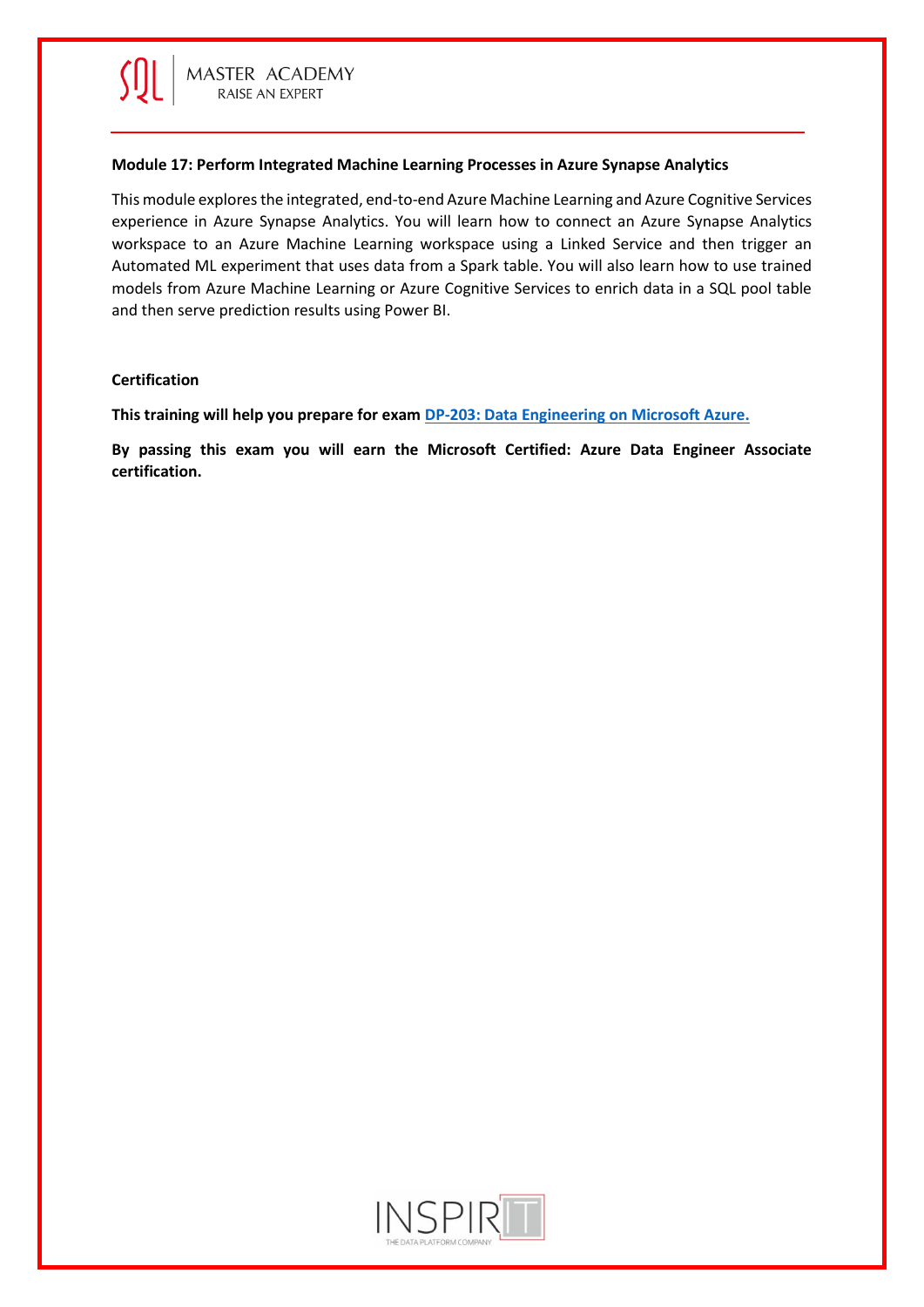**Module 17: Perform Integrated Machine Learning Processes in Azure Synapse Analytics**

This module explores the integrated, end-to-end Azure Machine Learning and Azure Cognitive Services experience in Azure Synapse Analytics. You will learn how to connect an Azure Synapse Analytics workspace to an Azure Machine Learning workspace using a Linked Service and then trigger an Automated ML experiment that uses data from a Spark table. You will also learn how to use trained models from Azure Machine Learning or Azure Cognitive Services to enrich data in a SQL pool table and then serve prediction results using Power BI.

**Certification**

**This training will help you prepare for exam DP-203: Data Engineering on Microsoft Azure.**

**By passing this exam you will earn the Microsoft Certified: Azure Data Engineer Associate certification.**